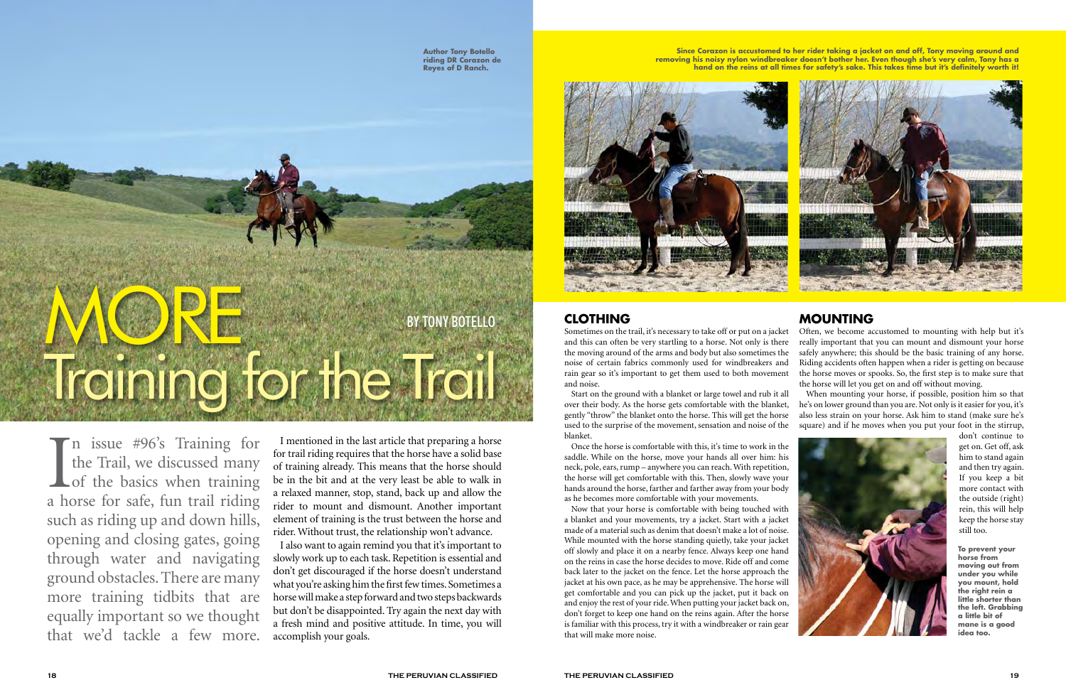# MORE Training for the Trail

BY TONY BOTELLO

Author Tony Botello riding DR Corazon de Reyes of D Ranch.

In issue #96's Training for the Trail, we discussed many of the basics when training a horse for safe, fun trail riding such as riding up and down hills, opening and closing gates, going through water and navigating ground obstacles. There are many more training tidbits that are equally important so we thought that we'd tackle a few more.

I mentioned in the last article that preparing a horse for trail riding requires that the horse have a solid base of training already. This means that the horse should be in the bit and at the very least be able to walk in a relaxed manner, stop, stand, back up and allow the rider to mount and dismount. Another important element of training is the trust between the horse and rider. Without trust, the relationship won't advance.

I also want to again remind you that it's important to slowly work up to each task. Repetition is essential and don't get discouraged if the horse doesn't understand what you're asking him the first few times. Sometimes a horse will make a step forward and two steps backwards but don't be disappointed. Try again the next day with a fresh mind and positive attitude. In time, you will accomplish your goals.

Since Corazon is accustomed to her rider taking a jacket on and off, Tony moving around and removing his noisy nylon windbreaker doesn't bother her. Even though she's very calm, Tony has a hand on the reins at all times for safety's sake. This takes time but it's definitely worth it!

## CLOTHING

Sometimes on the trail, it's necessary to take off or put on a jacket and this can often be very startling to a horse. Not only is there the moving around of the arms and body but also sometimes the noise of certain fabrics commonly used for windbreakers and rain gear so it's important to get them used to both movement and noise.

Start on the ground with a blanket or large towel and rub it all over their body. As the horse gets comfortable with the blanket, gently "throw" the blanket onto the horse. This will get the horse used to the surprise of the movement, sensation and noise of the blanket.

Once the horse is comfortable with this, it's time to work in the saddle. While on the horse, move your hands all over him: his neck, pole, ears, rump – anywhere you can reach. With repetition, the horse will get comfortable with this. Then, slowly wave your hands around the horse, farther and farther away from your body as he becomes more comfortable with your movements.

Now that your horse is comfortable with being touched with a blanket and your movements, try a jacket. Start with a jacket made of a material such as denim that doesn't make a lot of noise. While mounted with the horse standing quietly, take your jacket off slowly and place it on a nearby fence. Always keep one hand on the reins in case the horse decides to move. Ride off and come back later to the jacket on the fence. Let the horse approach the jacket at his own pace, as he may be apprehensive. The horse will get comfortable and you can pick up the jacket, put it back on and enjoy the rest of your ride. When putting your jacket back on, don't forget to keep one hand on the reins again. After the horse is familiar with this process, try it with a windbreaker or rain gear that will make more noise.

## MOUNTING

Often, we become accustomed to mounting with help but it's really important that you can mount and dismount your horse safely anywhere; this should be the basic training of any horse. Riding accidents often happen when a rider is getting on because the horse moves or spooks. So, the first step is to make sure that the horse will let you get on and off without moving.

When mounting your horse, if possible, position him so that he's on lower ground than you are. Not only is it easier for you, it's also less strain on your horse. Ask him to stand (make sure he's square) and if he moves when you put your foot in the stirrup, don't continue to get on. Get off, ask him to stand again and then try again. If you keep a bit more contact with the outside (right) rein, this will help keep the horse stay still too.

To prevent your horse from moving out from under you while you mount, hold the right rein a little shorter than the left. Grabbing a little bit of mane is a good idea too.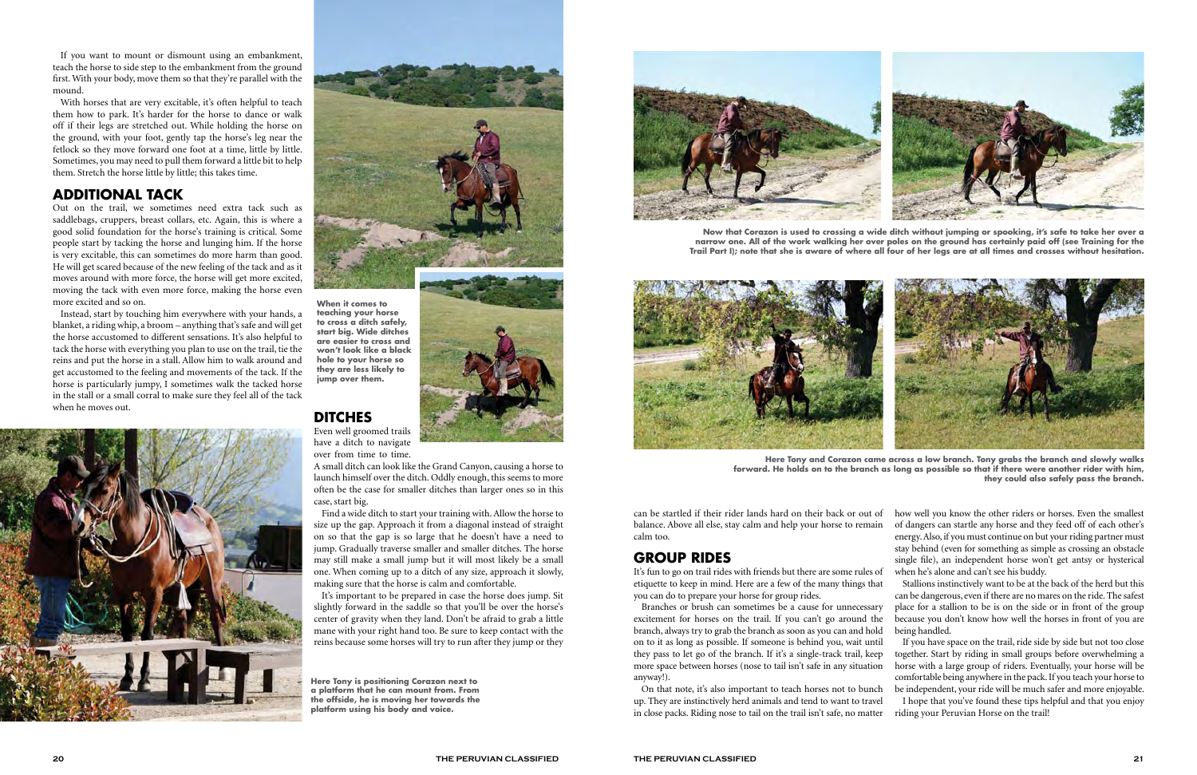If you want to mount or dismount using an embankment, teach the horse to side step to the embankment from the ground first. With your body, move them so that they're parallel with the mound.

With horses that are very excitable, it's often helpful to teach them how to park. It's harder for the horse to dance or walk off if their legs are stretched out. While holding the horse on the ground, with your foot, gently tap the horse's leg near the fetlock so they move forward one foot at a time, little by little. Sometimes, you may need to pull them forward a little bit to help them. Stretch the horse little by little; this takes time.

## ADDITIONAL TACK

Out on the trail, we sometimes need extra tack such as saddlebags, cruppers, breast collars, etc. Again, this is where a good solid foundation for the horse's training is critical. Some people start by tacking the horse and lunging him. If the horse is very excitable, this can sometimes do more harm than good. He will get scared because of the new feeling of the tack and as it moves around with more force, the horse will get more excited, moving the tack with even more force, making the horse even more excited and so on.

Instead, start by touching him everywhere with your hands, a blanket, a riding whip, a broom – anything that's safe and will get the horse accustomed to different sensations. It's also helpful to tack the horse with everything you plan to use on the trail, tie the reins and put the horse in a stall. Allow him to walk around and get accustomed to the feeling and movements of the tack. If the horse is particularly jumpy, I sometimes walk the tacked horse in the stall or a small corral to make sure they feel all of the tack when he moves out.

Here Tony is positioning Corazon next to a platform that he can mount from. From the offside, he is moving her towards the platform using his body and voice.

When it comes to teaching your horse to cross a ditch safely, start big. Wide ditches are easier to cross and won't look like a black hole to your horse so they are less likely to jump over them.

## DITCHES

Even well groomed trails have a ditch to navigate over from time to time. A small ditch can look like the Grand Canyon, causing a horse to launch himself over the ditch. Oddly enough, this seems to more often be the case for smaller ditches than larger ones so in this case, start big.

Find a wide ditch to start your training with. Allow the horse to size up the gap. Approach it from a diagonal instead of straight on so that the gap is so large that he doesn't have a need to jump. Gradually traverse smaller and smaller ditches. The horse may still make a small jump but it will most likely be a small one. When coming up to a ditch of any size, approach it slowly, making sure that the horse is calm and comfortable.

It's important to be prepared in case the horse does jump. Sit slightly forward in the saddle so that you'll be over the horse's center of gravity when they land. Don't be afraid to grab a little mane with your right hand too. Be sure to keep contact with the reins because some horses will try to run after they jump or they can be startled if their rider lands hard on their back or out of balance. Above all else, stay calm and help your horse to remain calm too.

Now that Corazon is used to crossing a wide ditch without jumping or spooking, it's safe to take her over a narrow one. All of the work walking her over poles on the ground has certainly paid off (see Training for the Trail Part I); note that she is aware of where all four of her legs are at all times and crosses without hesitation.

Here Tony and Corazon came across a low branch. Tony grabs the branch and slowly walks forward. He holds on to the branch as long as possible so that if there were another rider with him, they could also safely pass the branch.

## GROUP RIDES

It's fun to go on trail rides with friends but there are some rules of etiquette to keep in mind. Here are a few of the many things that you can do to prepare your horse for group rides.

Branches or brush can sometimes be a cause for unnecessary excitement for horses on the trail. If you can't go around the branch, always try to grab the branch as soon as you can and hold on to it as long as possible. If someone is behind you, wait until they pass to let go of the branch. If it's a single-track trail, keep more space between horses (nose to tail isn't safe in any situation anyway!).

On that note, it's also important to teach horses not to bunch up. They are instinctively herd animals and tend to want to travel in close packs. Riding nose to tail on the trail isn't safe, no matter how well you know the other riders or horses. Even the smallest of dangers can startle any horse and they feed off of each other's energy. Also, if you must continue on but your riding partner must stay behind (even for something as simple as crossing an obstacle single file), an independent horse won't get antsy or hysterical when he's alone and can't see his buddy.

Stallions instinctively want to be at the back of the herd but this can be dangerous, even if there are no mares on the ride. The safest place for a stallion to be is on the side or in front of the group because you don't know how well the horses in front of you are being handled.

If you have space on the trail, ride side by side but not too close together. Start by riding in small groups before overwhelming a horse with a large group of riders. Eventually, your horse will be comfortable being anywhere in the pack. If you teach your horse to be independent, your ride will be much safer and more enjoyable.

I hope that you've found these tips helpful and that you enjoy riding your Peruvian Horse on the trail!